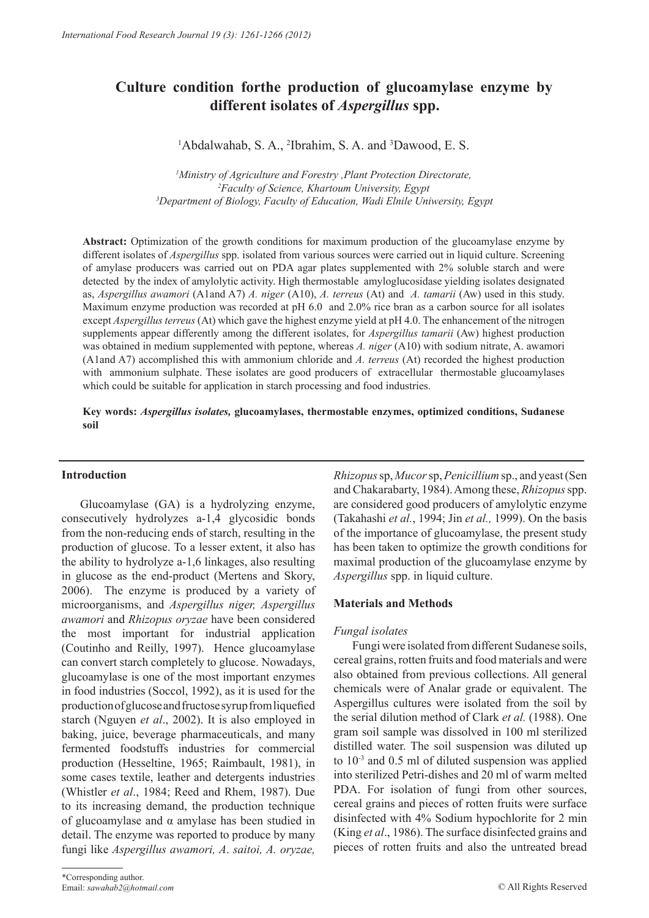# Culture condition forthe production of glucoamylase enzyme by different isolates of *Aspergillus* spp.

[1]Abdalwahab, S. A., [2]Ibrahim, S. A. and [3]Dawood, E. S.

*[1]Ministry of Agriculture and Forestry ,Plant Protection Directorate,*
*[2]Faculty of Science, Khartoum University, Egypt*
*[3]Department of Biology, Faculty of Education, Wadi Elnile Uniwersity, Egypt*

**Abstract:** Optimization of the growth conditions for maximum production of the glucoamylase enzyme by different isolates of *Aspergillus* spp. isolated from various sources were carried out in liquid culture. Screening of amylase producers was carried out on PDA agar plates supplemented with 2% soluble starch and were detected by the index of amylolytic activity. High thermostable amyloglucosidase yielding isolates designated as, *Aspergillus awamori* (A1and A7) *A. niger* (A10), *A. terreus* (At) and *A. tamarii* (Aw) used in this study. Maximum enzyme production was recorded at pH 6.0 and 2.0% rice bran as a carbon source for all isolates except *Aspergillus terreus* (At) which gave the highest enzyme yield at pH 4.0. The enhancement of the nitrogen supplements appear differently among the different isolates, for *Aspergillus tamarii* (Aw) highest production was obtained in medium supplemented with peptone, whereas *A. niger* (A10) with sodium nitrate, A. awamori (A1and A7) accomplished this with ammonium chloride and *A. terreus* (At) recorded the highest production with ammonium sulphate. These isolates are good producers of extracellular thermostable glucoamylases which could be suitable for application in starch processing and food industries.

**Key words:** ***Aspergillus isolates,*** **glucoamylases, thermostable enzymes, optimized conditions, Sudanese soil**

## Introduction

Glucoamylase (GA) is a hydrolyzing enzyme, consecutively hydrolyzes a-1,4 glycosidic bonds from the non-reducing ends of starch, resulting in the production of glucose. To a lesser extent, it also has the ability to hydrolyze a-1,6 linkages, also resulting in glucose as the end-product (Mertens and Skory, 2006). The enzyme is produced by a variety of microorganisms, and *Aspergillus niger, Aspergillus awamori* and *Rhizopus oryzae* have been considered the most important for industrial application (Coutinho and Reilly, 1997). Hence glucoamylase can convert starch completely to glucose. Nowadays, glucoamylase is one of the most important enzymes in food industries (Soccol, 1992), as it is used for the production of glucose and fructose syrup from liquefied starch (Nguyen *et al*., 2002). It is also employed in baking, juice, beverage pharmaceuticals, and many fermented foodstuffs industries for commercial production (Hesseltine, 1965; Raimbault, 1981), in some cases textile, leather and detergents industries (Whistler *et al*., 1984; Reed and Rhem, 1987). Due to its increasing demand, the production technique of glucoamylase and α amylase has been studied in detail. The enzyme was reported to produce by many fungi like *Aspergillus awamori, A. saitoi, A. oryzae, Rhizopus* sp, *Mucor* sp, *Penicillium* sp., and yeast (Sen and Chakarabarty, 1984). Among these, *Rhizopus* spp. are considered good producers of amylolytic enzyme (Takahashi *et al.*, 1994; Jin *et al.,* 1999). On the basis of the importance of glucoamylase, the present study has been taken to optimize the growth conditions for maximal production of the glucoamylase enzyme by *Aspergillus* spp. in liquid culture.

## Materials and Methods

### *Fungal isolates*

Fungi were isolated from different Sudanese soils, cereal grains, rotten fruits and food materials and were also obtained from previous collections. All general chemicals were of Analar grade or equivalent. The Aspergillus cultures were isolated from the soil by the serial dilution method of Clark *et al.* (1988). One gram soil sample was dissolved in 100 ml sterilized distilled water. The soil suspension was diluted up to $10^{-3}$ and 0.5 ml of diluted suspension was applied into sterilized Petri-dishes and 20 ml of warm melted PDA. For isolation of fungi from other sources, cereal grains and pieces of rotten fruits were surface disinfected with 4% Sodium hypochlorite for 2 min (King *et al*., 1986). The surface disinfected grains and pieces of rotten fruits and also the untreated bread

*Corresponding author.
Email: *sawahab2@hotmail.com*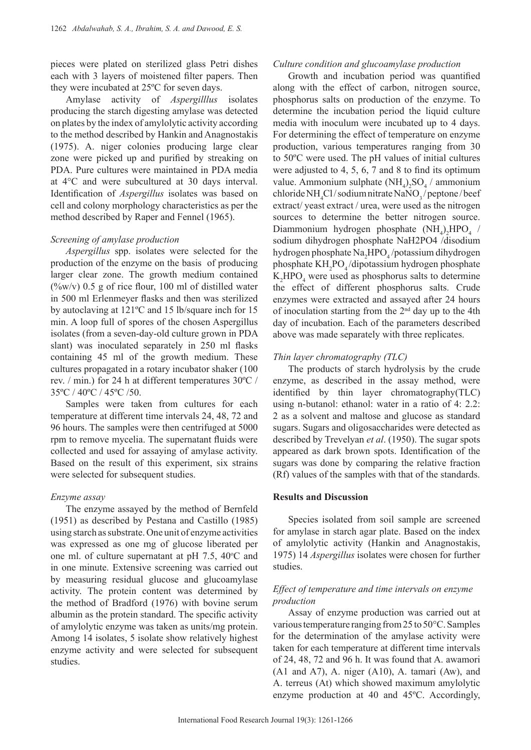pieces were plated on sterilized glass Petri dishes each with 3 layers of moistened filter papers. Then they were incubated at 25ºC for seven days.

Amylase activity of *Aspergilllus* isolates producing the starch digesting amylase was detected on plates by the index of amylolytic activity according to the method described by Hankin and Anagnostakis (1975). A. niger colonies producing large clear zone were picked up and purified by streaking on PDA. Pure cultures were maintained in PDA media at 4°C and were subcultured at 30 days interval. Identification of *Aspergillus* isolates was based on cell and colony morphology characteristics as per the method described by Raper and Fennel (1965).

### *Screening of amylase production*

*Aspergillus* spp. isolates were selected for the production of the enzyme on the basis of producing larger clear zone. The growth medium contained (%w/v) 0.5 g of rice flour, 100 ml of distilled water in 500 ml Erlenmeyer flasks and then was sterilized by autoclaving at 121ºC and 15 lb/square inch for 15 min. A loop full of spores of the chosen Aspergillus isolates (from a seven-day-old culture grown in PDA slant) was inoculated separately in 250 ml flasks containing 45 ml of the growth medium. These cultures propagated in a rotary incubator shaker (100 rev. / min.) for 24 h at different temperatures 30ºC / 35ºC / 40ºC / 45ºC /50.

Samples were taken from cultures for each temperature at different time intervals 24, 48, 72 and 96 hours. The samples were then centrifuged at 5000 rpm to remove mycelia. The supernatant fluids were collected and used for assaying of amylase activity. Based on the result of this experiment, six strains were selected for subsequent studies.

### *Enzyme assay*

The enzyme assayed by the method of Bernfeld (1951) as described by Pestana and Castillo (1985) using starch as substrate. One unit of enzyme activities was expressed as one mg of glucose liberated per one ml. of culture supernatant at pH 7.5, 40ºC and in one minute. Extensive screening was carried out by measuring residual glucose and glucoamylase activity. The protein content was determined by the method of Bradford (1976) with bovine serum albumin as the protein standard. The specific activity of amylolytic enzyme was taken as units/mg protein. Among 14 isolates, 5 isolate show relatively highest enzyme activity and were selected for subsequent studies.

### *Culture condition and glucoamylase production*

Growth and incubation period was quantified along with the effect of carbon, nitrogen source, phosphorus salts on production of the enzyme. To determine the incubation period the liquid culture media with inoculum were incubated up to 4 days. For determining the effect of temperature on enzyme production, various temperatures ranging from 30 to 50ºC were used. The pH values of initial cultures were adjusted to 4, 5, 6, 7 and 8 to find its optimum value. Ammonium sulphate $(NH_4)_2SO_4$ / ammonium chloride $NH_4Cl$ / sodium nitrate $NaNO_3$ / peptone / beef extract/ yeast extract / urea, were used as the nitrogen sources to determine the better nitrogen source. Diammonium hydrogen phosphate $(NH_4)_2HPO_4$ / sodium dihydrogen phosphate NaH2PO4 /disodium hydrogen phosphate $Na_2HPO_4$ /potassium dihydrogen phosphate $KH_2PO_4$ /dipotassium hydrogen phosphate $K_2HPO_4$ were used as phosphorus salts to determine the effect of different phosphorus salts. Crude enzymes were extracted and assayed after 24 hours of inoculation starting from the 2nd day up to the 4th day of incubation. Each of the parameters described above was made separately with three replicates.

### *Thin layer chromatography (TLC)*

The products of starch hydrolysis by the crude enzyme, as described in the assay method, were identified by thin layer chromatography(TLC) using n-butanol: ethanol: water in a ratio of 4: 2.2: 2 as a solvent and maltose and glucose as standard sugars. Sugars and oligosaccharides were detected as described by Trevelyan *et al*. (1950). The sugar spots appeared as dark brown spots. Identification of the sugars was done by comparing the relative fraction (Rf) values of the samples with that of the standards.

## **Results and Discussion**

Species isolated from soil sample are screened for amylase in starch agar plate. Based on the index of amylolytic activity (Hankin and Anagnostakis, 1975) 14 *Aspergillus* isolates were chosen for further studies.

### *Effect of temperature and time intervals on enzyme production*

Assay of enzyme production was carried out at various temperature ranging from 25 to 50°C. Samples for the determination of the amylase activity were taken for each temperature at different time intervals of 24, 48, 72 and 96 h. It was found that A. awamori (A1 and A7), A. niger (A10), A. tamari (Aw), and A. terreus (At) which showed maximum amylolytic enzyme production at 40 and 45ºC. Accordingly,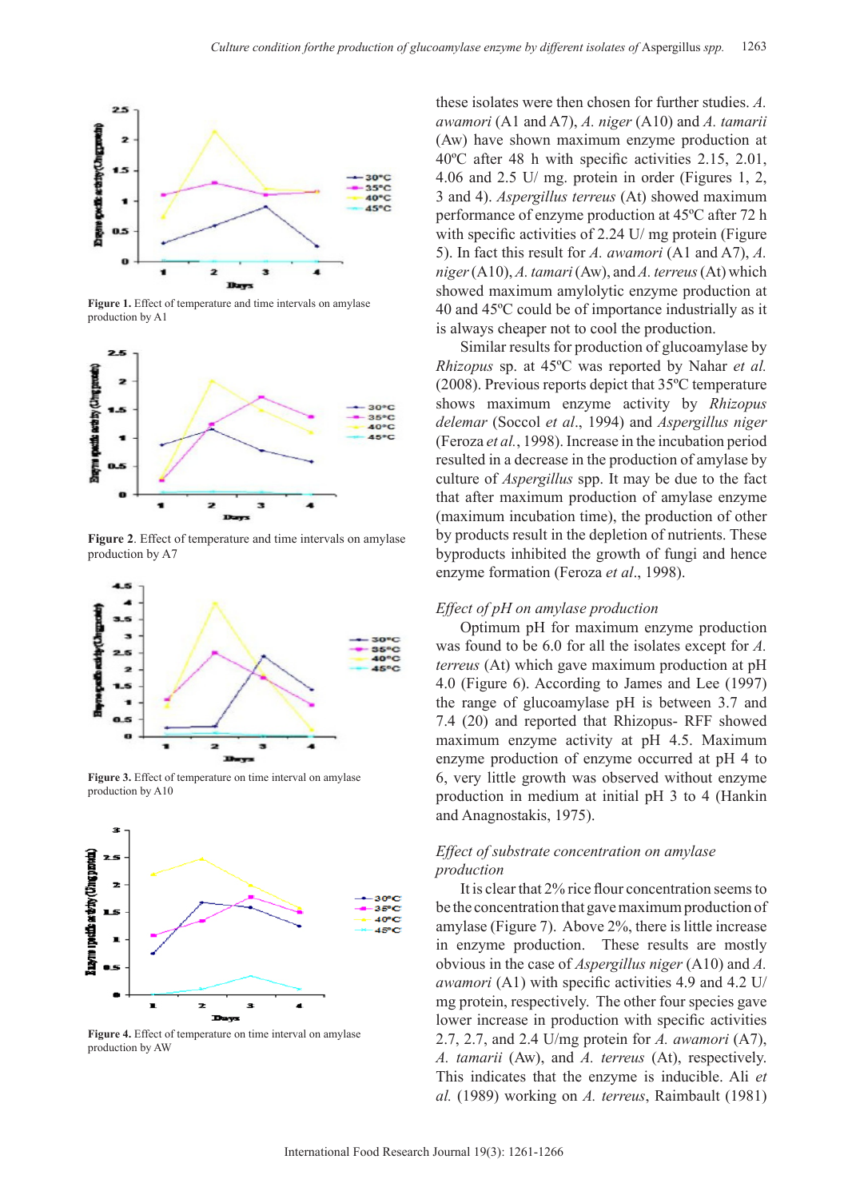Figure 1. Effect of temperature and time intervals on amylase production by A1

Figure 2. Effect of temperature and time intervals on amylase production by A7

Figure 3. Effect of temperature on time interval on amylase production by A10

Figure 4. Effect of temperature on time interval on amylase production by AW

these isolates were then chosen for further studies. *A. awamori* (A1 and A7), *A. niger* (A10) and *A. tamarii* (Aw) have shown maximum enzyme production at 40ºC after 48 h with specific activities 2.15, 2.01, 4.06 and 2.5 U/ mg. protein in order (Figures 1, 2, 3 and 4). *Aspergillus terreus* (At) showed maximum performance of enzyme production at 45ºC after 72 h with specific activities of 2.24 U/ mg protein (Figure 5). In fact this result for *A. awamori* (A1 and A7), *A. niger* (A10), *A. tamari* (Aw), and *A. terreus* (At) which showed maximum amylolytic enzyme production at 40 and 45ºC could be of importance industrially as it is always cheaper not to cool the production.

Similar results for production of glucoamylase by *Rhizopus* sp. at 45ºC was reported by Nahar *et al.* (2008). Previous reports depict that 35ºC temperature shows maximum enzyme activity by *Rhizopus delemar* (Soccol *et al*., 1994) and *Aspergillus niger* (Feroza *et al.*, 1998). Increase in the incubation period resulted in a decrease in the production of amylase by culture of *Aspergillus* spp. It may be due to the fact that after maximum production of amylase enzyme (maximum incubation time), the production of other by products result in the depletion of nutrients. These byproducts inhibited the growth of fungi and hence enzyme formation (Feroza *et al*., 1998).

### *Effect of pH on amylase production*

Optimum pH for maximum enzyme production was found to be 6.0 for all the isolates except for *A. terreus* (At) which gave maximum production at pH 4.0 (Figure 6). According to James and Lee (1997) the range of glucoamylase pH is between 3.7 and 7.4 (20) and reported that Rhizopus- RFF showed maximum enzyme activity at pH 4.5. Maximum enzyme production of enzyme occurred at pH 4 to 6, very little growth was observed without enzyme production in medium at initial pH 3 to 4 (Hankin and Anagnostakis, 1975).

### *Effect of substrate concentration on amylase production*

It is clear that 2% rice flour concentration seems to be the concentration that gave maximum production of amylase (Figure 7). Above 2%, there is little increase in enzyme production. These results are mostly obvious in the case of *Aspergillus niger* (A10) and *A. awamori* (A1) with specific activities 4.9 and 4.2 U/ mg protein, respectively. The other four species gave lower increase in production with specific activities 2.7, 2.7, and 2.4 U/mg protein for *A. awamori* (A7), *A. tamarii* (Aw), and *A. terreus* (At), respectively. This indicates that the enzyme is inducible. Ali *et al.* (1989) working on *A. terreus*, Raimbault (1981)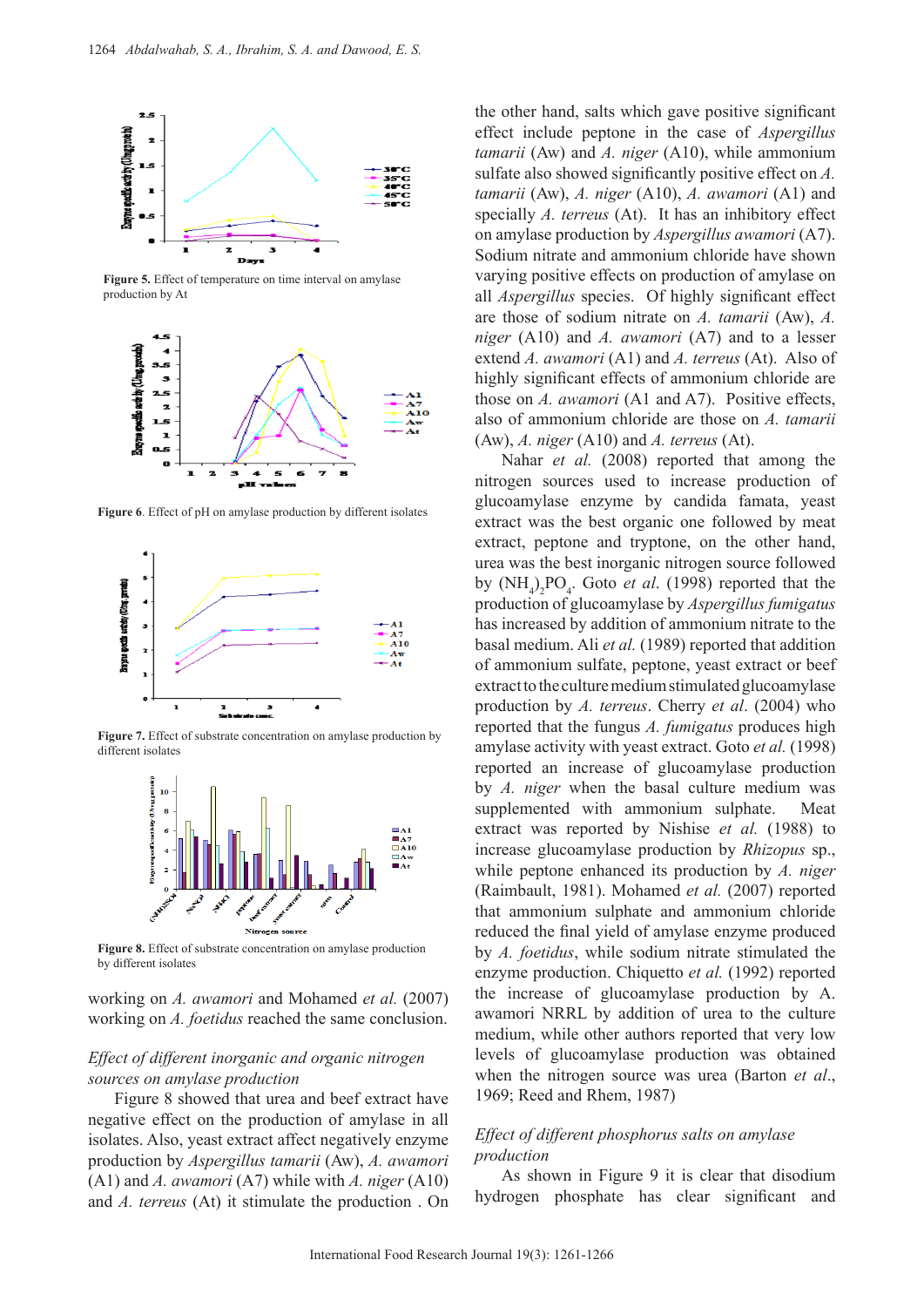Figure 5. Effect of temperature on time interval on amylase production by At

Figure 6. Effect of pH on amylase production by different isolates

Figure 7. Effect of substrate concentration on amylase production by different isolates

Figure 8. Effect of substrate concentration on amylase production by different isolates

working on *A. awamori* and Mohamed *et al.* (2007) working on *A. foetidus* reached the same conclusion.

*Effect of different inorganic and organic nitrogen sources on amylase production*

Figure 8 showed that urea and beef extract have negative effect on the production of amylase in all isolates. Also, yeast extract affect negatively enzyme production by *Aspergillus tamarii* (Aw), *A. awamori* (A1) and *A. awamori* (A7) while with *A. niger* (A10) and *A. terreus* (At) it stimulate the production . On the other hand, salts which gave positive significant effect include peptone in the case of *Aspergillus tamarii* (Aw) and *A. niger* (A10), while ammonium sulfate also showed significantly positive effect on *A. tamarii* (Aw), *A. niger* (A10), *A. awamori* (A1) and specially *A. terreus* (At). It has an inhibitory effect on amylase production by *Aspergillus awamori* (A7). Sodium nitrate and ammonium chloride have shown varying positive effects on production of amylase on all *Aspergillus* species. Of highly significant effect are those of sodium nitrate on *A. tamarii* (Aw), *A. niger* (A10) and *A. awamori* (A7) and to a lesser extend *A. awamori* (A1) and *A. terreus* (At). Also of highly significant effects of ammonium chloride are those on *A. awamori* (A1 and A7). Positive effects, also of ammonium chloride are those on *A. tamarii* (Aw), *A. niger* (A10) and *A. terreus* (At).

Nahar *et al.* (2008) reported that among the nitrogen sources used to increase production of glucoamylase enzyme by candida famata, yeast extract was the best organic one followed by meat extract, peptone and tryptone, on the other hand, urea was the best inorganic nitrogen source followed by $(NH_4)_2PO_4$. Goto *et al.* (1998) reported that the production of glucoamylase by *Aspergillus fumigatus* has increased by addition of ammonium nitrate to the basal medium. Ali *et al.* (1989) reported that addition of ammonium sulfate, peptone, yeast extract or beef extract to the culture medium stimulated glucoamylase production by *A. terreus*. Cherry *et al.* (2004) who reported that the fungus *A. fumigatus* produces high amylase activity with yeast extract. Goto *et al.* (1998) reported an increase of glucoamylase production by *A. niger* when the basal culture medium was supplemented with ammonium sulphate. Meat extract was reported by Nishise *et al.* (1988) to increase glucoamylase production by *Rhizopus* sp., while peptone enhanced its production by *A. niger* (Raimbault, 1981). Mohamed *et al.* (2007) reported that ammonium sulphate and ammonium chloride reduced the final yield of amylase enzyme produced by *A. foetidus*, while sodium nitrate stimulated the enzyme production. Chiquetto *et al.* (1992) reported the increase of glucoamylase production by A. awamori NRRL by addition of urea to the culture medium, while other authors reported that very low levels of glucoamylase production was obtained when the nitrogen source was urea (Barton *et al*., 1969; Reed and Rhem, 1987)

*Effect of different phosphorus salts on amylase production*

As shown in Figure 9 it is clear that disodium hydrogen phosphate has clear significant and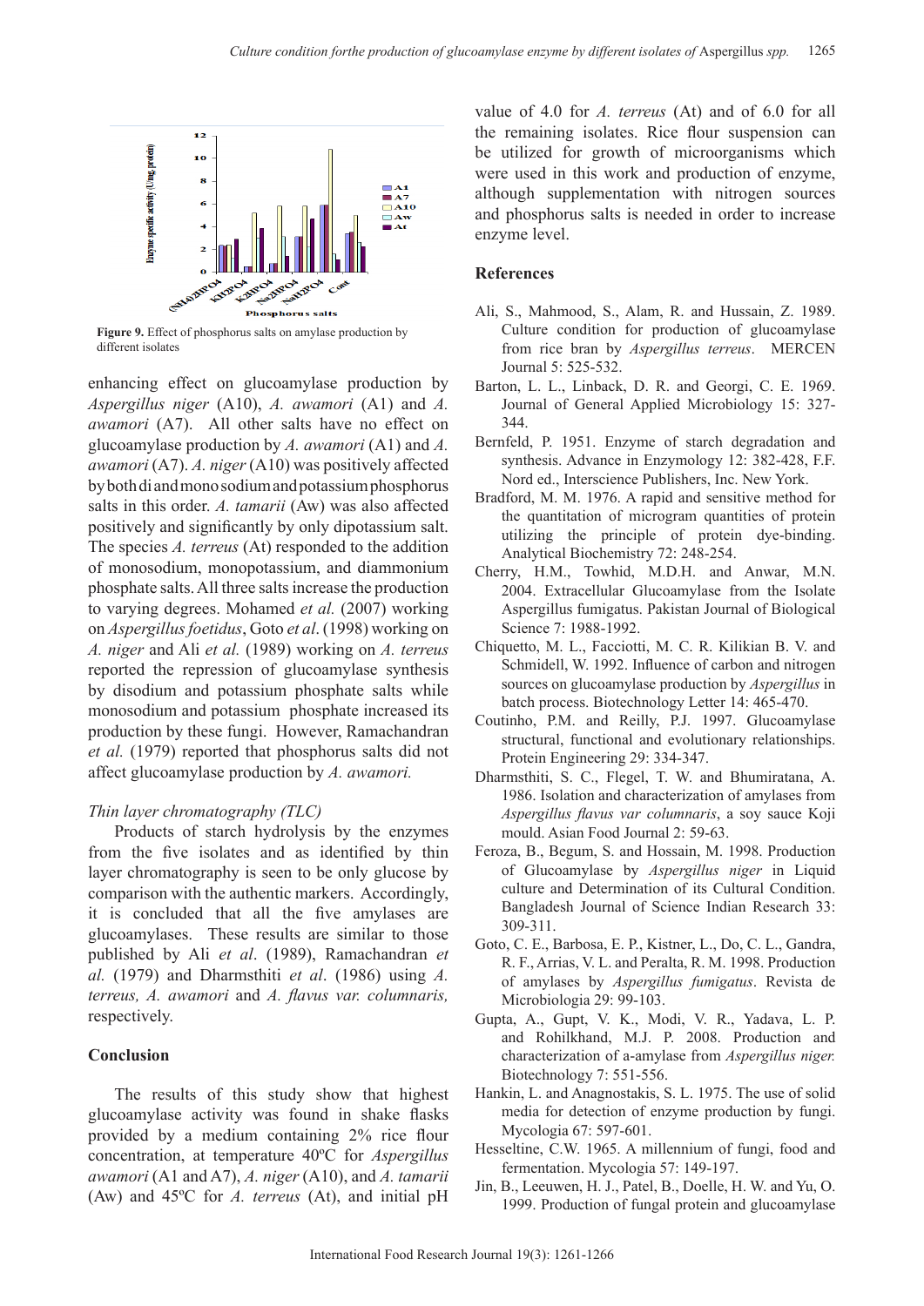**Figure 9.** Effect of phosphorus salts on amylase production by different isolates

enhancing effect on glucoamylase production by *Aspergillus niger* (A10), *A. awamori* (A1) and *A. awamori* (A7). All other salts have no effect on glucoamylase production by *A. awamori* (A1) and *A. awamori* (A7). *A. niger* (A10) was positively affected by both di and mono sodium and potassium phosphorus salts in this order. *A. tamarii* (Aw) was also affected positively and significantly by only dipotassium salt. The species *A. terreus* (At) responded to the addition of monosodium, monopotassium, and diammonium phosphate salts. All three salts increase the production to varying degrees. Mohamed *et al.* (2007) working on *Aspergillus foetidus*, Goto *et al*. (1998) working on *A. niger* and Ali *et al.* (1989) working on *A. terreus* reported the repression of glucoamylase synthesis by disodium and potassium phosphate salts while monosodium and potassium phosphate increased its production by these fungi. However, Ramachandran *et al.* (1979) reported that phosphorus salts did not affect glucoamylase production by *A. awamori.*

### Thin layer chromatography (TLC)

Products of starch hydrolysis by the enzymes from the five isolates and as identified by thin layer chromatography is seen to be only glucose by comparison with the authentic markers. Accordingly, it is concluded that all the five amylases are glucoamylases. These results are similar to those published by Ali *et al*. (1989), Ramachandran *et al.* (1979) and Dharmsthiti *et al*. (1986) using *A. terreus, A. awamori* and *A. flavus var. columnaris,* respectively.

## Conclusion

The results of this study show that highest glucoamylase activity was found in shake flasks provided by a medium containing 2% rice flour concentration, at temperature 40ºC for *Aspergillus awamori* (A1 and A7), *A. niger* (A10), and *A. tamarii* (Aw) and 45ºC for *A. terreus* (At), and initial pH value of 4.0 for *A. terreus* (At) and of 6.0 for all the remaining isolates. Rice flour suspension can be utilized for growth of microorganisms which were used in this work and production of enzyme, although supplementation with nitrogen sources and phosphorus salts is needed in order to increase enzyme level.

## References

Ali, S., Mahmood, S., Alam, R. and Hussain, Z. 1989. Culture condition for production of glucoamylase from rice bran by *Aspergillus terreus*. MERCEN Journal 5: 525-532.

Barton, L. L., Linback, D. R. and Georgi, C. E. 1969. Journal of General Applied Microbiology 15: 327-344.

Bernfeld, P. 1951. Enzyme of starch degradation and synthesis. Advance in Enzymology 12: 382-428, F.F. Nord ed., Interscience Publishers, Inc. New York.

Bradford, M. M. 1976. A rapid and sensitive method for the quantitation of microgram quantities of protein utilizing the principle of protein dye-binding. Analytical Biochemistry 72: 248-254.

Cherry, H.M., Towhid, M.D.H. and Anwar, M.N. 2004. Extracellular Glucoamylase from the Isolate Aspergillus fumigatus. Pakistan Journal of Biological Science 7: 1988-1992.

Chiquetto, M. L., Facciotti, M. C. R. Kilikian B. V. and Schmidell, W. 1992. Influence of carbon and nitrogen sources on glucoamylase production by *Aspergillus* in batch process. Biotechnology Letter 14: 465-470.

Coutinho, P.M. and Reilly, P.J. 1997. Glucoamylase structural, functional and evolutionary relationships. Protein Engineering 29: 334-347.

Dharmsthiti, S. C., Flegel, T. W. and Bhumiratana, A. 1986. Isolation and characterization of amylases from *Aspergillus flavus var columnaris*, a soy sauce Koji mould. Asian Food Journal 2: 59-63.

Feroza, B., Begum, S. and Hossain, M. 1998. Production of Glucoamylase by *Aspergillus niger* in Liquid culture and Determination of its Cultural Condition. Bangladesh Journal of Science Indian Research 33: 309-311.

Goto, C. E., Barbosa, E. P., Kistner, L., Do, C. L., Gandra, R. F., Arrias, V. L. and Peralta, R. M. 1998. Production of amylases by *Aspergillus fumigatus*. Revista de Microbiologia 29: 99-103.

Gupta, A., Gupt, V. K., Modi, V. R., Yadava, L. P. and Rohilkhand, M.J. P. 2008. Production and characterization of a-amylase from *Aspergillus niger.* Biotechnology 7: 551-556.

Hankin, L. and Anagnostakis, S. L. 1975. The use of solid media for detection of enzyme production by fungi. Mycologia 67: 597-601.

Hesseltine, C.W. 1965. A millennium of fungi, food and fermentation. Mycologia 57: 149-197.

Jin, B., Leeuwen, H. J., Patel, B., Doelle, H. W. and Yu, O. 1999. Production of fungal protein and glucoamylase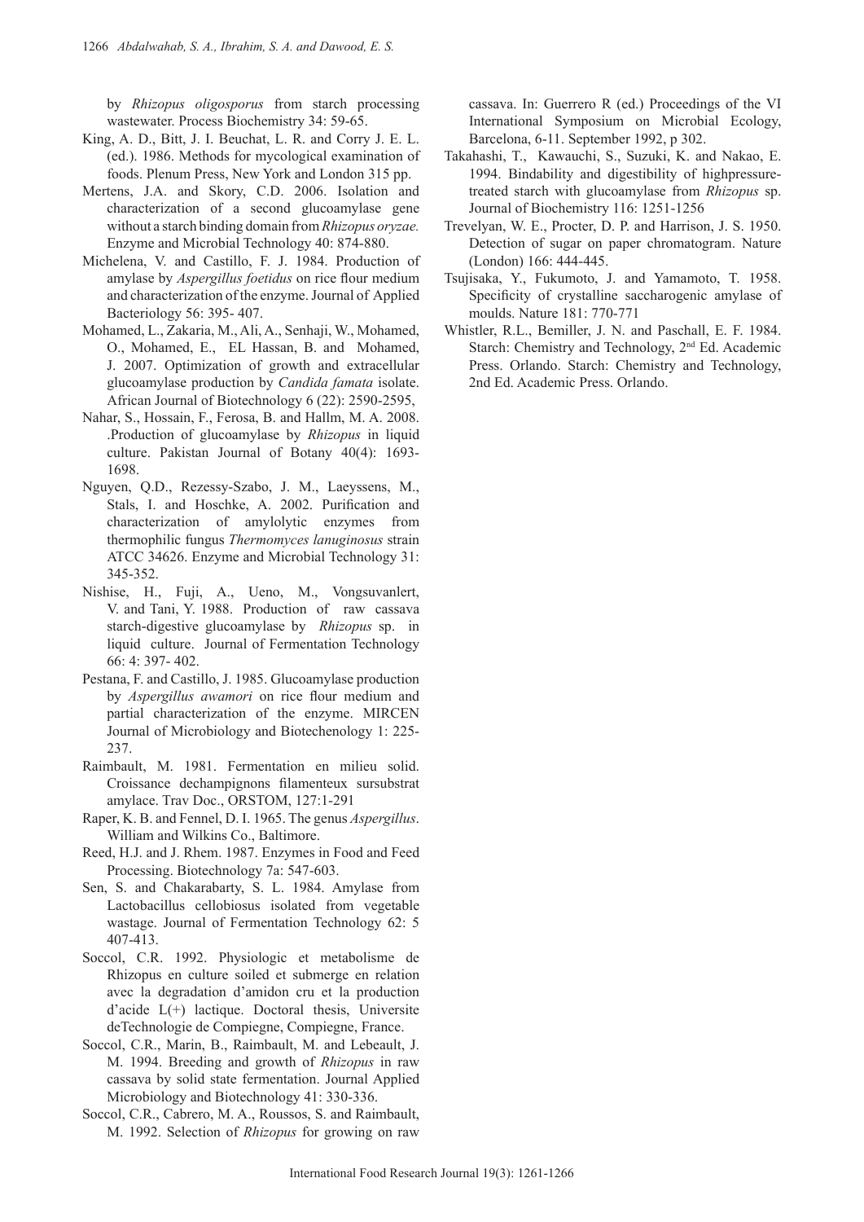by *Rhizopus oligosporus* from starch processing wastewater. Process Biochemistry 34: 59-65.

King, A. D., Bitt, J. I. Beuchat, L. R. and Corry J. E. L. (ed.). 1986. Methods for mycological examination of foods. Plenum Press, New York and London 315 pp.

Mertens, J.A. and Skory, C.D. 2006. Isolation and characterization of a second glucoamylase gene without a starch binding domain from *Rhizopus oryzae.* Enzyme and Microbial Technology 40: 874-880.

Michelena, V. and Castillo, F. J. 1984. Production of amylase by *Aspergillus foetidus* on rice flour medium and characterization of the enzyme. Journal of Applied Bacteriology 56: 395- 407.

Mohamed, L., Zakaria, M., Ali, A., Senhaji, W., Mohamed, O., Mohamed, E., EL Hassan, B. and Mohamed, J. 2007. Optimization of growth and extracellular glucoamylase production by *Candida famata* isolate. African Journal of Biotechnology 6 (22): 2590-2595,

Nahar, S., Hossain, F., Ferosa, B. and Hallm, M. A. 2008. .Production of glucoamylase by *Rhizopus* in liquid culture. Pakistan Journal of Botany 40(4): 1693-1698.

Nguyen, Q.D., Rezessy-Szabo, J. M., Laeyssens, M., Stals, I. and Hoschke, A. 2002. Purification and characterization of amylolytic enzymes from thermophilic fungus *Thermomyces lanuginosus* strain ATCC 34626. Enzyme and Microbial Technology 31: 345-352.

Nishise, H., Fuji, A., Ueno, M., Vongsuvanlert, V. and Tani, Y. 1988. Production of raw cassava starch-digestive glucoamylase by *Rhizopus* sp. in liquid culture. Journal of Fermentation Technology 66: 4: 397- 402.

Pestana, F. and Castillo, J. 1985. Glucoamylase production by *Aspergillus awamori* on rice flour medium and partial characterization of the enzyme. MIRCEN Journal of Microbiology and Biotechenology 1: 225-237.

Raimbault, M. 1981. Fermentation en milieu solid. Croissance dechampignons filamenteux sursubstrat amylace. Trav Doc., ORSTOM, 127:1-291

Raper, K. B. and Fennel, D. I. 1965. The genus *Aspergillus*. William and Wilkins Co., Baltimore.

Reed, H.J. and J. Rhem. 1987. Enzymes in Food and Feed Processing. Biotechnology 7a: 547-603.

Sen, S. and Chakarabarty, S. L. 1984. Amylase from Lactobacillus cellobiosus isolated from vegetable wastage. Journal of Fermentation Technology 62: 5 407-413.

Soccol, C.R. 1992. Physiologic et metabolisme de Rhizopus en culture soiled et submerge en relation avec la degradation d'amidon cru et la production d'acide L(+) lactique. Doctoral thesis, Universite deTechnologie de Compiegne, Compiegne, France.

Soccol, C.R., Marin, B., Raimbault, M. and Lebeault, J. M. 1994. Breeding and growth of *Rhizopus* in raw cassava by solid state fermentation. Journal Applied Microbiology and Biotechnology 41: 330-336.

Soccol, C.R., Cabrero, M. A., Roussos, S. and Raimbault, M. 1992. Selection of *Rhizopus* for growing on raw cassava. In: Guerrero R (ed.) Proceedings of the VI International Symposium on Microbial Ecology, Barcelona, 6-11. September 1992, p 302.

Takahashi, T., Kawauchi, S., Suzuki, K. and Nakao, E. 1994. Bindability and digestibility of highpressure-treated starch with glucoamylase from *Rhizopus* sp. Journal of Biochemistry 116: 1251-1256

Trevelyan, W. E., Procter, D. P. and Harrison, J. S. 1950. Detection of sugar on paper chromatogram. Nature (London) 166: 444-445.

Tsujisaka, Y., Fukumoto, J. and Yamamoto, T. 1958. Specificity of crystalline saccharogenic amylase of moulds. Nature 181: 770-771

Whistler, R.L., Bemiller, J. N. and Paschall, E. F. 1984. Starch: Chemistry and Technology, 2nd Ed. Academic Press. Orlando. Starch: Chemistry and Technology, 2nd Ed. Academic Press. Orlando.